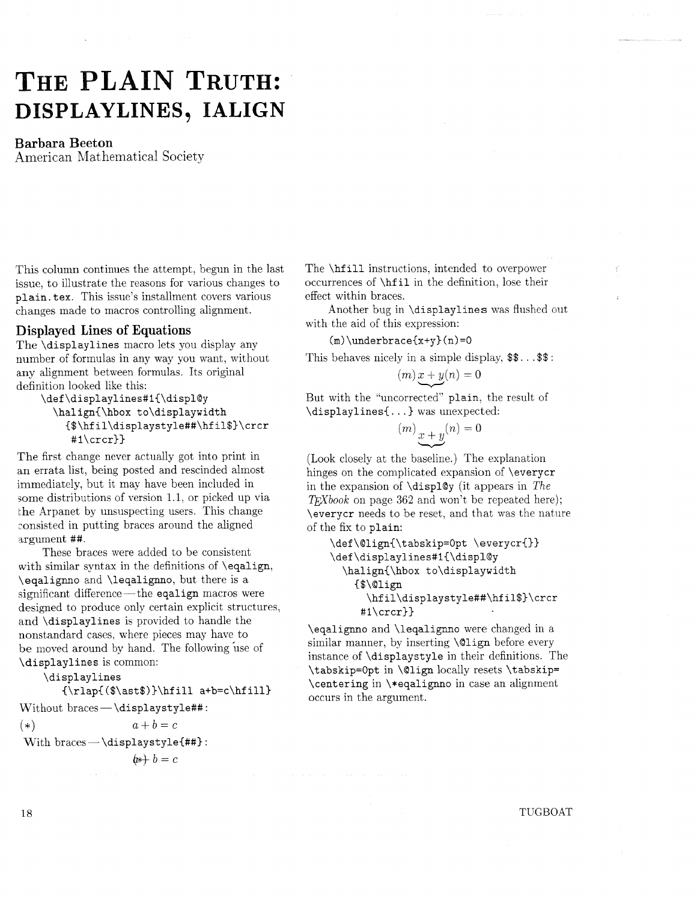# The PLAIN Truth: DISPLAYLINES, IALIGN

**Barbara Beeton**
American Mathematical Society

This column continues the attempt, begun in the last issue, to illustrate the reasons for various changes to `plain.tex`. This issue's installment covers various changes made to macros controlling alignment.

## Displayed Lines of Equations

The `\displaylines` macro lets you display any number of formulas in any way you want, without any alignment between formulas. Its original definition looked like this:

```
\def\displaylines#1{\displ@y
  \halign{\hbox to\displaywidth
    {$\hfil\displaystyle##\hfil$}\crcr
     #1\crcr}}
```

The first change never actually got into print in an errata list, being posted and rescinded almost immediately, but it may have been included in some distributions of version 1.1, or picked up via the Arpanet by unsuspecting users. This change consisted in putting braces around the aligned argument `##`.

These braces were added to be consistent with similar syntax in the definitions of `\eqalign`, `\eqalignno` and `\leqalignno`, but there is a significant difference—the `eqalign` macros were designed to produce only certain explicit structures, and `\displaylines` is provided to handle the nonstandard cases, where pieces may have to be moved around by hand. The following use of `\displaylines` is common:

```
\displaylines
  {\rlap{($\ast$)}\hfill a+b=c\hfill}
```

Without braces—`\displaystyle##`:

$(*)\qquad\qquad a+b=c$

With braces—`\displaystyle{##}`:

$(*)\!\!\!\!\!\!\!+ b = c$

The `\hfill` instructions, intended to overpower occurrences of `\hfil` in the definition, lose their effect within braces.

Another bug in `\displaylines` was flushed out with the aid of this expression:

```
(m)\underbrace{x+y}(n)=0
```

This behaves nicely in a simple display, `$$...$$`:

$$(m)\underbrace{x+y}(n)=0$$

But with the "uncorrected" `plain`, the result of `\displaylines{...}` was unexpected:

$$(m)\underbrace{x+y}(n)=0$$

(Look closely at the baseline.) The explanation hinges on the complicated expansion of `\everycr` in the expansion of `\displ@y` (it appears in *The TeXbook* on page 362 and won't be repeated here); `\everycr` needs to be reset, and that was the nature of the fix to `plain`:

```
\def\@lign{\tabskip=0pt \everycr{}}
\def\displaylines#1{\displ@y
  \halign{\hbox to\displaywidth
    {$\@lign
      \hfil\displaystyle##\hfil$}\crcr
     #1\crcr}}
```

`\eqalignno` and `\leqalignno` were changed in a similar manner, by inserting `\@lign` before every instance of `\displaystyle` in their definitions. The `\tabskip=0pt` in `\@lign` locally resets `\tabskip=\centering` in `\*eqalignno` in case an alignment occurs in the argument.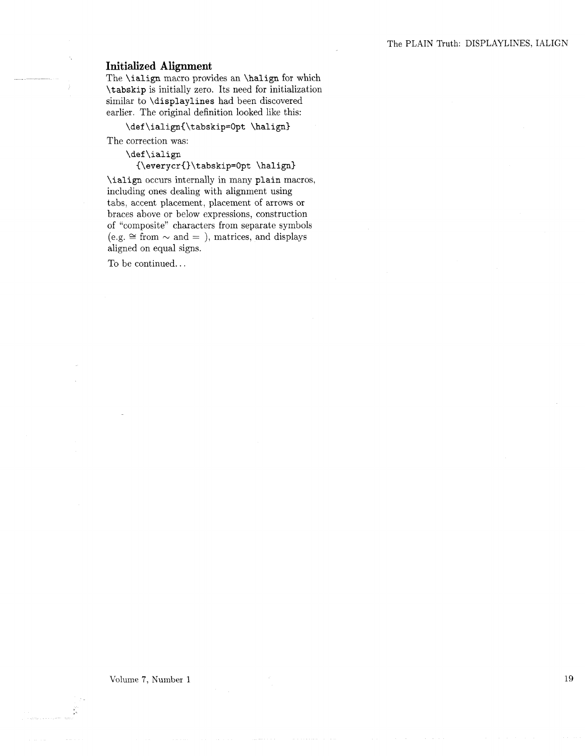### Initialized Alignment

The `\ialign` macro provides an `\halign` for which `\tabskip` is initially zero. Its need for initialization similar to `\displaylines` had been discovered earlier. The original definition looked like this:

```
\def\ialign{\tabskip=0pt \halign}
```

The correction was:

```
\def\ialign
  {\everycr{}\tabskip=0pt \halign}
```

`\ialign` occurs internally in many `plain` macros, including ones dealing with alignment using tabs, accent placement, placement of arrows or braces above or below expressions, construction of "composite" characters from separate symbols (e.g. $\cong$ from $\sim$ and $=$ ), matrices, and displays aligned on equal signs.

To be continued...